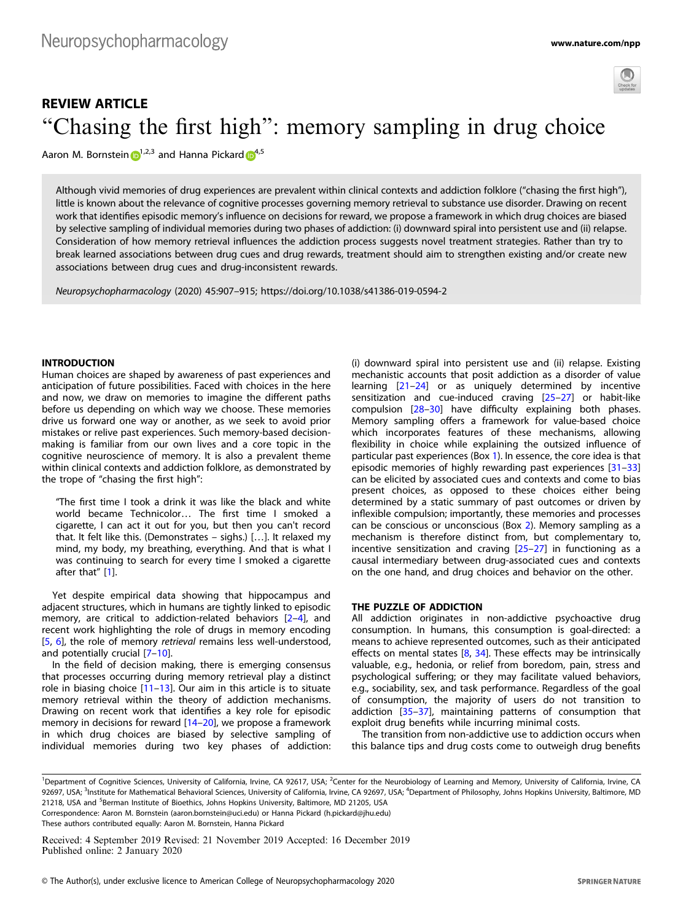REVIEW ARTICLE

# "Chasing the first high": memory sampling in drug choice

Aaron M. Bornstein[1,2,3] and Hanna Pickard[4,5]

Although vivid memories of drug experiences are prevalent within clinical contexts and addiction folklore ("chasing the first high"), little is known about the relevance of cognitive processes governing memory retrieval to substance use disorder. Drawing on recent work that identifies episodic memory's influence on decisions for reward, we propose a framework in which drug choices are biased by selective sampling of individual memories during two phases of addiction: (i) downward spiral into persistent use and (ii) relapse. Consideration of how memory retrieval influences the addiction process suggests novel treatment strategies. Rather than try to break learned associations between drug cues and drug rewards, treatment should aim to strengthen existing and/or create new associations between drug cues and drug-inconsistent rewards.

*Neuropsychopharmacology* (2020) 45:907–915; https://doi.org/10.1038/s41386-019-0594-2

## INTRODUCTION

Human choices are shaped by awareness of past experiences and anticipation of future possibilities. Faced with choices in the here and now, we draw on memories to imagine the different paths before us depending on which way we choose. These memories drive us forward one way or another, as we seek to avoid prior mistakes or relive past experiences. Such memory-based decision-making is familiar from our own lives and a core topic in the cognitive neuroscience of memory. It is also a prevalent theme within clinical contexts and addiction folklore, as demonstrated by the trope of "chasing the first high":

> "The first time I took a drink it was like the black and white world became Technicolor… The first time I smoked a cigarette, I can act it out for you, but then you can't record that. It felt like this. (Demonstrates – sighs.) […]. It relaxed my mind, my body, my breathing, everything. And that is what I was continuing to search for every time I smoked a cigarette after that" [1].

Yet despite empirical data showing that hippocampus and adjacent structures, which in humans are tightly linked to episodic memory, are critical to addiction-related behaviors [2–4], and recent work highlighting the role of drugs in memory encoding [5, 6], the role of memory *retrieval* remains less well-understood, and potentially crucial [7–10].

In the field of decision making, there is emerging consensus that processes occurring during memory retrieval play a distinct role in biasing choice [11–13]. Our aim in this article is to situate memory retrieval within the theory of addiction mechanisms. Drawing on recent work that identifies a key role for episodic memory in decisions for reward [14–20], we propose a framework in which drug choices are biased by selective sampling of individual memories during two key phases of addiction: (i) downward spiral into persistent use and (ii) relapse. Existing mechanistic accounts that posit addiction as a disorder of value learning [21–24] or as uniquely determined by incentive sensitization and cue-induced craving [25–27] or habit-like compulsion [28–30] have difficulty explaining both phases. Memory sampling offers a framework for value-based choice which incorporates features of these mechanisms, allowing flexibility in choice while explaining the outsized influence of particular past experiences (Box 1). In essence, the core idea is that episodic memories of highly rewarding past experiences [31–33] can be elicited by associated cues and contexts and come to bias present choices, as opposed to these choices either being determined by a static summary of past outcomes or driven by inflexible compulsion; importantly, these memories and processes can be conscious or unconscious (Box 2). Memory sampling as a mechanism is therefore distinct from, but complementary to, incentive sensitization and craving [25–27] in functioning as a causal intermediary between drug-associated cues and contexts on the one hand, and drug choices and behavior on the other.

## THE PUZZLE OF ADDICTION

All addiction originates in non-addictive psychoactive drug consumption. In humans, this consumption is goal-directed: a means to achieve represented outcomes, such as their anticipated effects on mental states [8, 34]. These effects may be intrinsically valuable, e.g., hedonia, or relief from boredom, pain, stress and psychological suffering; or they may facilitate valued behaviors, e.g., sociability, sex, and task performance. Regardless of the goal of consumption, the majority of users do not transition to addiction [35–37], maintaining patterns of consumption that exploit drug benefits while incurring minimal costs.

The transition from non-addictive use to addiction occurs when this balance tips and drug costs come to outweigh drug benefits

---

[1]Department of Cognitive Sciences, University of California, Irvine, CA 92617, USA; [2]Center for the Neurobiology of Learning and Memory, University of California, Irvine, CA 92697, USA; [3]Institute for Mathematical Behavioral Sciences, University of California, Irvine, CA 92697, USA; [4]Department of Philosophy, Johns Hopkins University, Baltimore, MD 21218, USA and [5]Berman Institute of Bioethics, Johns Hopkins University, Baltimore, MD 21205, USA

Correspondence: Aaron M. Bornstein (aaron.bornstein@uci.edu) or Hanna Pickard (h.pickard@jhu.edu)

These authors contributed equally: Aaron M. Bornstein, Hanna Pickard

Received: 4 September 2019 Revised: 21 November 2019 Accepted: 16 December 2019
Published online: 2 January 2020

© The Author(s), under exclusive licence to American College of Neuropsychopharmacology 2020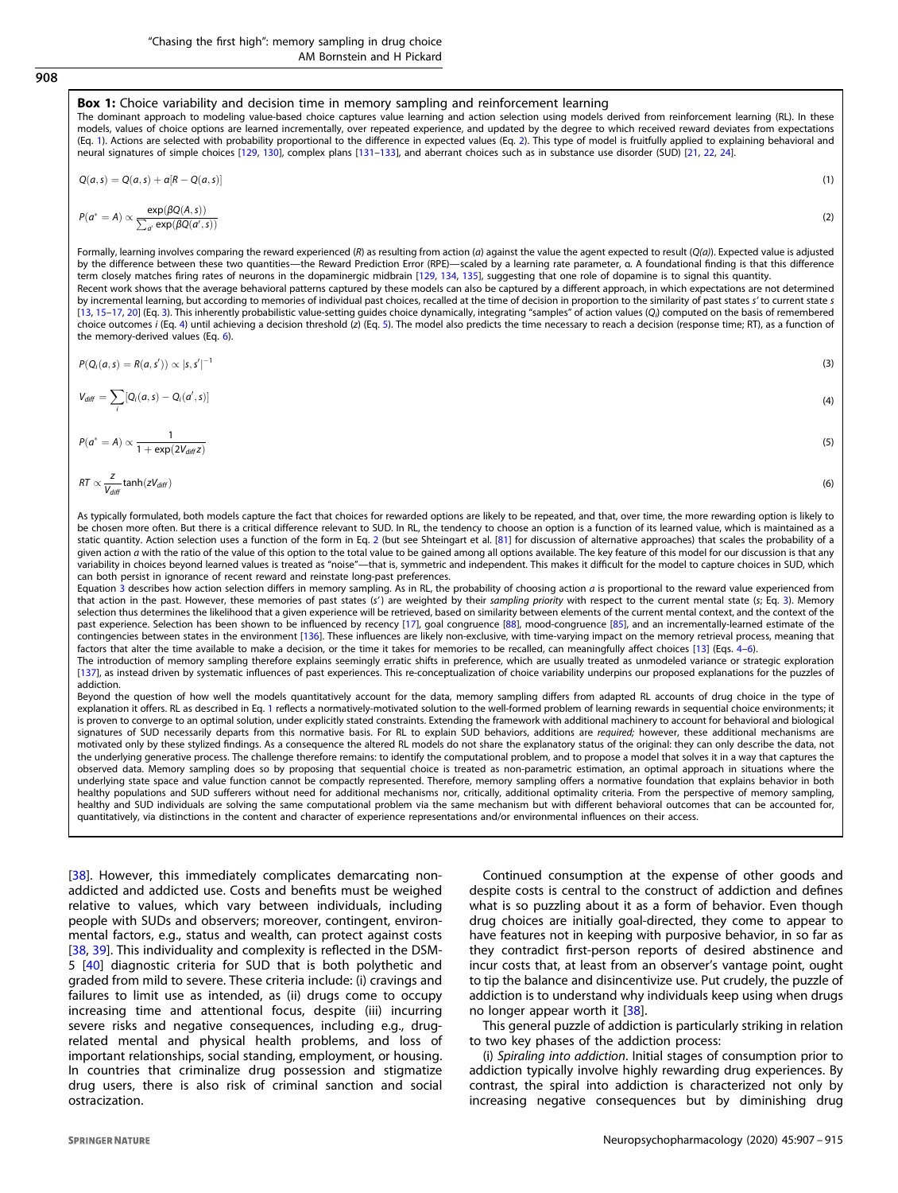**Box 1:** Choice variability and decision time in memory sampling and reinforcement learning

The dominant approach to modeling value-based choice captures value learning and action selection using models derived from reinforcement learning (RL). In these models, values of choice options are learned incrementally, over repeated experience, and updated by the degree to which received reward deviates from expectations (Eq. 1). Actions are selected with probability proportional to the difference in expected values (Eq. 2). This type of model is fruitfully applied to explaining behavioral and neural signatures of simple choices [129, 130], complex plans [131–133], and aberrant choices such as in substance use disorder (SUD) [21, 22, 24].

$$Q(a,s) = Q(a,s) + \alpha[R - Q(a,s)] \tag{1}$$

$$P(a^* = A) \propto \frac{\exp(\beta Q(A,s))}{\sum_{a'} \exp(\beta Q(a',s))} \tag{2}$$

Formally, learning involves comparing the reward experienced ($R$) as resulting from action ($a$) against the value the agent expected to result ($Q(a)$). Expected value is adjusted by the difference between these two quantities—the Reward Prediction Error (RPE)—scaled by a learning rate parameter, α. A foundational finding is that this difference term closely matches firing rates of neurons in the dopaminergic midbrain [129, 134, 135], suggesting that one role of dopamine is to signal this quantity.

Recent work shows that the average behavioral patterns captured by these models can also be captured by a different approach, in which expectations are not determined by incremental learning, but according to memories of individual past choices, recalled at the time of decision in proportion to the similarity of past states $s'$ to current state $s$ [13, 15–17, 20] (Eq. 3). This inherently probabilistic value-setting guides choice dynamically, integrating "samples" of action values ($Q_i$) computed on the basis of remembered choice outcomes $i$ (Eq. 4) until achieving a decision threshold ($z$) (Eq. 5). The model also predicts the time necessary to reach a decision (response time; RT), as a function of the memory-derived values (Eq. 6).

$$P(Q_i(a,s) = R(a,s')) \propto |s,s'|^{-1} \tag{3}$$

$$V_{diff} = \sum_i [Q_i(a,s) - Q_i(a',s)] \tag{4}$$

$$P(a^* = A) \propto \frac{1}{1 + \exp(2V_{diff}z)} \tag{5}$$

$$RT \propto \frac{z}{V_{diff}} \tanh(zV_{diff}) \tag{6}$$

As typically formulated, both models capture the fact that choices for rewarded options are likely to be repeated, and that, over time, the more rewarding option is likely to be chosen more often. But there is a critical difference relevant to SUD. In RL, the tendency to choose an option is a function of its learned value, which is maintained as a static quantity. Action selection uses a function of the form in Eq. 2 (but see Shteingart et al. [81] for discussion of alternative approaches) that scales the probability of a given action $a$ with the ratio of the value of this option to the total value to be gained among all options available. The key feature of this model for our discussion is that any variability in choices beyond learned values is treated as "noise"—that is, symmetric and independent. This makes it difficult for the model to capture choices in SUD, which can both persist in ignorance of recent reward and reinstate long-past preferences.

Equation 3 describes how action selection differs in memory sampling. As in RL, the probability of choosing action $a$ is proportional to the reward value experienced from that action in the past. However, these memories of past states ($s'$) are weighted by their *sampling priority* with respect to the current mental state ($s$; Eq. 3). Memory selection thus determines the likelihood that a given experience will be retrieved, based on similarity between elements of the current mental context, and the context of the past experience. Selection has been shown to be influenced by recency [17], goal congruence [88], mood-congruence [85], and an incrementally-learned estimate of the contingencies between states in the environment [136]. These influences are likely non-exclusive, with time-varying impact on the memory retrieval process, meaning that factors that alter the time available to make a decision, or the time it takes for memories to be recalled, can meaningfully affect choices [13] (Eqs. 4–6).

The introduction of memory sampling therefore explains seemingly erratic shifts in preference, which are usually treated as unmodeled variance or strategic exploration [137], as instead driven by systematic influences of past experiences. This re-conceptualization of choice variability underpins our proposed explanations for the puzzles of addiction.

Beyond the question of how well the models quantitatively account for the data, memory sampling differs from adapted RL accounts of drug choice in the type of explanation it offers. RL as described in Eq. 1 reflects a normatively-motivated solution to the well-formed problem of learning rewards in sequential choice environments; it is proven to converge to an optimal solution, under explicitly stated constraints. Extending the framework with additional machinery to account for behavioral and biological signatures of SUD necessarily departs from this normative basis. For RL to explain SUD behaviors, additions are *required;* however, these additional mechanisms are motivated only by these stylized findings. As a consequence the altered RL models do not share the explanatory status of the original: they can only describe the data, not the underlying generative process. The challenge therefore remains: to identify the computational problem, and to propose a model that solves it in a way that captures the observed data. Memory sampling does so by proposing that sequential choice is treated as non-parametric estimation, an optimal approach in situations where the underlying state space and value function cannot be compactly represented. Therefore, memory sampling offers a normative foundation that explains behavior in both healthy populations and SUD sufferers without need for additional mechanisms nor, critically, additional optimality criteria. From the perspective of memory sampling, healthy and SUD individuals are solving the same computational problem via the same mechanism but with different behavioral outcomes that can be accounted for, quantitatively, via distinctions in the content and character of experience representations and/or environmental influences on their access.

[38]. However, this immediately complicates demarcating non-addicted and addicted use. Costs and benefits must be weighed relative to values, which vary between individuals, including people with SUDs and observers; moreover, contingent, environmental factors, e.g., status and wealth, can protect against costs [38, 39]. This individuality and complexity is reflected in the DSM-5 [40] diagnostic criteria for SUD that is both polythetic and graded from mild to severe. These criteria include: (i) cravings and failures to limit use as intended, as (ii) drugs come to occupy increasing time and attentional focus, despite (iii) incurring severe risks and negative consequences, including e.g., drug-related mental and physical health problems, and loss of important relationships, social standing, employment, or housing. In countries that criminalize drug possession and stigmatize drug users, there is also risk of criminal sanction and social ostracization.

Continued consumption at the expense of other goods and despite costs is central to the construct of addiction and defines what is so puzzling about it as a form of behavior. Even though drug choices are initially goal-directed, they come to appear to have features not in keeping with purposive behavior, in so far as they contradict first-person reports of desired abstinence and incur costs that, at least from an observer's vantage point, ought to tip the balance and disincentivize use. Put crudely, the puzzle of addiction is to understand why individuals keep using when drugs no longer appear worth it [38].

This general puzzle of addiction is particularly striking in relation to two key phases of the addiction process:

(i) *Spiraling into addiction*. Initial stages of consumption prior to addiction typically involve highly rewarding drug experiences. By contrast, the spiral into addiction is characterized not only by increasing negative consequences but by diminishing drug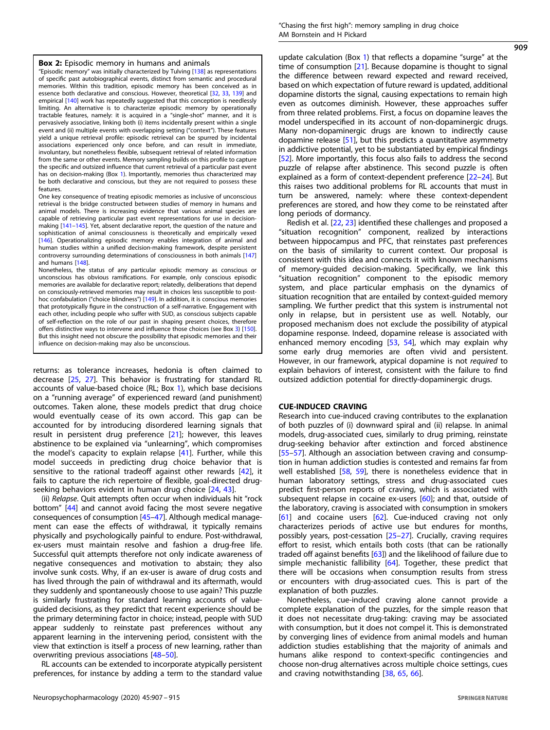**Box 2:** Episodic memory in humans and animals

"Episodic memory" was initially characterized by Tulving [138] as representations of specific past autobiographical events, distinct from semantic and procedural memories. Within this tradition, episodic memory has been conceived as in essence both declarative and conscious. However, theoretical [32, 33, 139] and empirical [140] work has repeatedly suggested that this conception is needlessly limiting. An alternative is to characterize episodic memory by operationally tractable features, namely: it is acquired in a "single-shot" manner, and it is pervasively associative, linking both (i) items incidentally present within a single event and (ii) multiple events with overlapping setting ("context"). These features yield a unique retrieval profile: episodic retrieval can be spurred by incidental associations experienced only once before, and can result in immediate, involuntary, but nonetheless flexible, subsequent retrieval of related information from the same or other events. Memory sampling builds on this profile to capture the specific and outsized influence that current retrieval of a particular past event has on decision-making (Box 1). Importantly, memories thus characterized may be both declarative and conscious, but they are not required to possess these features.

One key consequence of treating episodic memories as inclusive of unconscious retrieval is the bridge constructed between studies of memory in humans and animal models. There is increasing evidence that various animal species are capable of retrieving particular past event representations for use in decision-making [141–145]. Yet, absent declarative report, the question of the nature and sophistication of animal consciousness is theoretically and empirically vexed [146]. Operationalizing episodic memory enables integration of animal and human studies within a unified decision-making framework, despite persistent controversy surrounding determinations of consciousness in both animals [147] and humans [148].

Nonetheless, the status of any particular episodic memory as conscious or unconscious has obvious ramifications. For example, only conscious episodic memories are available for declarative report; relatedly, deliberations that depend on consciously-retrieved memories may result in choices less susceptible to post-hoc confabulation ("choice blindness") [149]. In addition, it is conscious memories that prototypically figure in the construction of a self-narrative. Engagement with each other, including people who suffer with SUD, as conscious subjects capable of self-reflection on the role of our past in shaping present choices, therefore offers distinctive ways to intervene and influence those choices (see Box 3) [150]. But this insight need not obscure the possibility that episodic memories and their influence on decision-making may also be unconscious.

returns: as tolerance increases, hedonia is often claimed to decrease [25, 27]. This behavior is frustrating for standard RL accounts of value-based choice (RL; Box 1), which base decisions on a "running average" of experienced reward (and punishment) outcomes. Taken alone, these models predict that drug choice would eventually cease of its own accord. This gap can be accounted for by introducing disordered learning signals that result in persistent drug preference [21]; however, this leaves abstinence to be explained via "unlearning", which compromises the model's capacity to explain relapse [41]. Further, while this model succeeds in predicting drug choice behavior that is sensitive to the rational tradeoff against other rewards [42], it fails to capture the rich repertoire of flexible, goal-directed drug-seeking behaviors evident in human drug choice [24, 43].

(ii) *Relapse*. Quit attempts often occur when individuals hit "rock bottom" [44] and cannot avoid facing the most severe negative consequences of consumption [45–47]. Although medical management can ease the effects of withdrawal, it typically remains physically and psychologically painful to endure. Post-withdrawal, ex-users must maintain resolve and fashion a drug-free life. Successful quit attempts therefore not only indicate awareness of negative consequences and motivation to abstain; they also involve sunk costs. Why, if an ex-user is aware of drug costs and has lived through the pain of withdrawal and its aftermath, would they suddenly and spontaneously choose to use again? This puzzle is similarly frustrating for standard learning accounts of value-guided decisions, as they predict that recent experience should be the primary determining factor in choice; instead, people with SUD appear suddenly to reinstate past preferences without any apparent learning in the intervening period, consistent with the view that extinction is itself a process of new learning, rather than overwriting previous associations [48–50].

RL accounts can be extended to incorporate atypically persistent preferences, for instance by adding a term to the standard value update calculation (Box 1) that reflects a dopamine "surge" at the time of consumption [21]. Because dopamine is thought to signal the difference between reward expected and reward received, based on which expectation of future reward is updated, additional dopamine distorts the signal, causing expectations to remain high even as outcomes diminish. However, these approaches suffer from three related problems. First, a focus on dopamine leaves the model underspecified in its account of non-dopaminergic drugs. Many non-dopaminergic drugs are known to indirectly cause dopamine release [51], but this predicts a quantitative asymmetry in addictive potential, yet to be substantiated by empirical findings [52]. More importantly, this focus also fails to address the second puzzle of relapse after abstinence. This second puzzle is often explained as a form of context-dependent preference [22–24]. But this raises two additional problems for RL accounts that must in turn be answered, namely: where these context-dependent preferences are stored, and how they come to be reinstated after long periods of dormancy.

Redish et al. [22, 23] identified these challenges and proposed a "situation recognition" component, realized by interactions between hippocampus and PFC, that reinstates past preferences on the basis of similarity to current context. Our proposal is consistent with this idea and connects it with known mechanisms of memory-guided decision-making. Specifically, we link this "situation recognition" component to the episodic memory system, and place particular emphasis on the dynamics of situation recognition that are entailed by context-guided memory sampling. We further predict that this system is instrumental not only in relapse, but in persistent use as well. Notably, our proposed mechanism does not exclude the possibility of atypical dopamine response. Indeed, dopamine release is associated with enhanced memory encoding [53, 54], which may explain why some early drug memories are often vivid and persistent. However, in our framework, atypical dopamine is not *required* to explain behaviors of interest, consistent with the failure to find outsized addiction potential for directly-dopaminergic drugs.

## CUE-INDUCED CRAVING

Research into cue-induced craving contributes to the explanation of both puzzles of (i) downward spiral and (ii) relapse. In animal models, drug-associated cues, similarly to drug priming, reinstate drug-seeking behavior after extinction and forced abstinence [55–57]. Although an association between craving and consumption in human addiction studies is contested and remains far from well established [58, 59], there is nonetheless evidence that in human laboratory settings, stress and drug-associated cues predict first-person reports of craving, which is associated with subsequent relapse in cocaine ex-users [60]; and that, outside of the laboratory, craving is associated with consumption in smokers [61] and cocaine users [62]. Cue-induced craving not only characterizes periods of active use but endures for months, possibly years, post-cessation [25–27]. Crucially, craving requires effort to resist, which entails both costs (that can be rationally traded off against benefits [63]) and the likelihood of failure due to simple mechanistic fallibility [64]. Together, these predict that there will be occasions when consumption results from stress or encounters with drug-associated cues. This is part of the explanation of both puzzles.

Nonetheless, cue-induced craving alone cannot provide a complete explanation of the puzzles, for the simple reason that it does not necessitate drug-taking: craving may be associated with consumption, but it does not compel it. This is demonstrated by converging lines of evidence from animal models and human addiction studies establishing that the majority of animals and humans alike respond to context-specific contingencies and choose non-drug alternatives across multiple choice settings, cues and craving notwithstanding [38, 65, 66].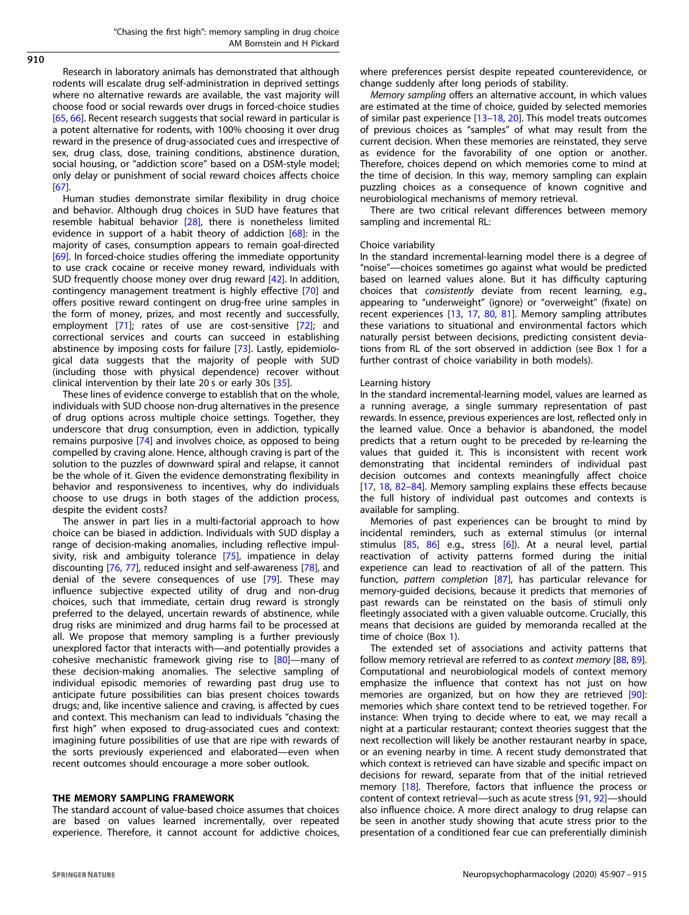Research in laboratory animals has demonstrated that although rodents will escalate drug self-administration in deprived settings where no alternative rewards are available, the vast majority will choose food or social rewards over drugs in forced-choice studies [65, 66]. Recent research suggests that social reward in particular is a potent alternative for rodents, with 100% choosing it over drug reward in the presence of drug-associated cues and irrespective of sex, drug class, dose, training conditions, abstinence duration, social housing, or "addiction score" based on a DSM-style model; only delay or punishment of social reward choices affects choice [67].

Human studies demonstrate similar flexibility in drug choice and behavior. Although drug choices in SUD have features that resemble habitual behavior [28], there is nonetheless limited evidence in support of a habit theory of addiction [68]: in the majority of cases, consumption appears to remain goal-directed [69]. In forced-choice studies offering the immediate opportunity to use crack cocaine or receive money reward, individuals with SUD frequently choose money over drug reward [42]. In addition, contingency management treatment is highly effective [70] and offers positive reward contingent on drug-free urine samples in the form of money, prizes, and most recently and successfully, employment [71]; rates of use are cost-sensitive [72]; and correctional services and courts can succeed in establishing abstinence by imposing costs for failure [73]. Lastly, epidemiological data suggests that the majority of people with SUD (including those with physical dependence) recover without clinical intervention by their late 20 s or early 30s [35].

These lines of evidence converge to establish that on the whole, individuals with SUD choose non-drug alternatives in the presence of drug options across multiple choice settings. Together, they underscore that drug consumption, even in addiction, typically remains purposive [74] and involves choice, as opposed to being compelled by craving alone. Hence, although craving is part of the solution to the puzzles of downward spiral and relapse, it cannot be the whole of it. Given the evidence demonstrating flexibility in behavior and responsiveness to incentives, why do individuals choose to use drugs in both stages of the addiction process, despite the evident costs?

The answer in part lies in a multi-factorial approach to how choice can be biased in addiction. Individuals with SUD display a range of decision-making anomalies, including reflective impulsivity, risk and ambiguity tolerance [75], impatience in delay discounting [76, 77], reduced insight and self-awareness [78], and denial of the severe consequences of use [79]. These may influence subjective expected utility of drug and non-drug choices, such that immediate, certain drug reward is strongly preferred to the delayed, uncertain rewards of abstinence, while drug risks are minimized and drug harms fail to be processed at all. We propose that memory sampling is a further previously unexplored factor that interacts with—and potentially provides a cohesive mechanistic framework giving rise to [80]—many of these decision-making anomalies. The selective sampling of individual episodic memories of rewarding past drug use to anticipate future possibilities can bias present choices towards drugs; and, like incentive salience and craving, is affected by cues and context. This mechanism can lead to individuals "chasing the first high" when exposed to drug-associated cues and context: imagining future possibilities of use that are ripe with rewards of the sorts previously experienced and elaborated—even when recent outcomes should encourage a more sober outlook.

## THE MEMORY SAMPLING FRAMEWORK

The standard account of value-based choice assumes that choices are based on values learned incrementally, over repeated experience. Therefore, it cannot account for addictive choices, where preferences persist despite repeated counterevidence, or change suddenly after long periods of stability.

*Memory sampling* offers an alternative account, in which values are estimated at the time of choice, guided by selected memories of similar past experience [13–18, 20]. This model treats outcomes of previous choices as "samples" of what may result from the current decision. When these memories are reinstated, they serve as evidence for the favorability of one option or another. Therefore, choices depend on which memories come to mind at the time of decision. In this way, memory sampling can explain puzzling choices as a consequence of known cognitive and neurobiological mechanisms of memory retrieval.

There are two critical relevant differences between memory sampling and incremental RL:

### Choice variability

In the standard incremental-learning model there is a degree of "noise"—choices sometimes go against what would be predicted based on learned values alone. But it has difficulty capturing choices that *consistently* deviate from recent learning, e.g., appearing to "underweight" (ignore) or "overweight" (fixate) on recent experiences [13, 17, 80, 81]. Memory sampling attributes these variations to situational and environmental factors which naturally persist between decisions, predicting consistent deviations from RL of the sort observed in addiction (see Box 1 for a further contrast of choice variability in both models).

### Learning history

In the standard incremental-learning model, values are learned as a running average, a single summary representation of past rewards. In essence, previous experiences are lost, reflected only in the learned value. Once a behavior is abandoned, the model predicts that a return ought to be preceded by re-learning the values that guided it. This is inconsistent with recent work demonstrating that incidental reminders of individual past decision outcomes and contexts meaningfully affect choice [17, 18, 82–84]. Memory sampling explains these effects because the full history of individual past outcomes and contexts is available for sampling.

Memories of past experiences can be brought to mind by incidental reminders, such as external stimulus (or internal stimulus [85, 86] e.g., stress [6]). At a neural level, partial reactivation of activity patterns formed during the initial experience can lead to reactivation of all of the pattern. This function, *pattern completion* [87], has particular relevance for memory-guided decisions, because it predicts that memories of past rewards can be reinstated on the basis of stimuli only fleetingly associated with a given valuable outcome. Crucially, this means that decisions are guided by memoranda recalled at the time of choice (Box 1).

The extended set of associations and activity patterns that follow memory retrieval are referred to as *context memory* [88, 89]. Computational and neurobiological models of context memory emphasize the influence that context has not just on how memories are organized, but on how they are retrieved [90]: memories which share context tend to be retrieved together. For instance: When trying to decide where to eat, we may recall a night at a particular restaurant; context theories suggest that the next recollection will likely be another restaurant nearby in space, or an evening nearby in time. A recent study demonstrated that which context is retrieved can have sizable and specific impact on decisions for reward, separate from that of the initial retrieved memory [18]. Therefore, factors that influence the process or content of context retrieval—such as acute stress [91, 92]—should also influence choice. A more direct analogy to drug relapse can be seen in another study showing that acute stress prior to the presentation of a conditioned fear cue can preferentially diminish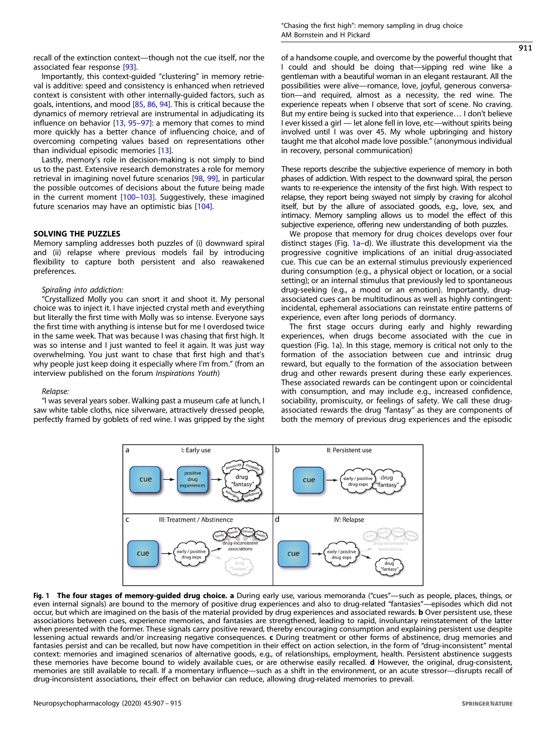recall of the extinction context—though not the cue itself, nor the associated fear response [93].

Importantly, this context-guided "clustering" in memory retrieval is additive: speed and consistency is enhanced when retrieved context is consistent with other internally-guided factors, such as goals, intentions, and mood [85, 86, 94]. This is critical because the dynamics of memory retrieval are instrumental in adjudicating its influence on behavior [13, 95–97]: a memory that comes to mind more quickly has a better chance of influencing choice, and of overcoming competing values based on representations other than individual episodic memories [13].

Lastly, memory's role in decision-making is not simply to bind us to the past. Extensive research demonstrates a role for memory retrieval in imagining novel future scenarios [98, 99], in particular the possible outcomes of decisions about the future being made in the current moment [100–103]. Suggestively, these imagined future scenarios may have an optimistic bias [104].

## SOLVING THE PUZZLES

Memory sampling addresses both puzzles of (i) downward spiral and (ii) relapse where previous models fail by introducing flexibility to capture both persistent and also reawakened preferences.

*Spiraling into addiction:*

"Crystallized Molly you can snort it and shoot it. My personal choice was to inject it. I have injected crystal meth and everything but literally the first time with Molly was so intense. Everyone says the first time with anything is intense but for me I overdosed twice in the same week. That was because I was chasing that first high. It was so intense and I just wanted to feel it again. It was just way overwhelming. You just want to chase that first high and that's why people just keep doing it especially where I'm from." (from an interview published on the forum *Inspirations Youth*)

*Relapse:*

"I was several years sober. Walking past a museum cafe at lunch, I saw white table cloths, nice silverware, attractively dressed people, perfectly framed by goblets of red wine. I was gripped by the sight of a handsome couple, and overcome by the powerful thought that I could and should be doing that—sipping red wine like a gentleman with a beautiful woman in an elegant restaurant. All the possibilities were alive—romance, love, joyful, generous conversation—and required, almost as a necessity, the red wine. The experience repeats when I observe that sort of scene. No craving. But my entire being is sucked into that experience… I don't believe I ever kissed a girl — let alone fell in love, etc—without spirits being involved until I was over 45. My whole upbringing and history taught me that alcohol made love possible." (anonymous individual in recovery, personal communication)

These reports describe the subjective experience of memory in both phases of addiction. With respect to the downward spiral, the person wants to re-experience the intensity of the first high. With respect to relapse, they report being swayed not simply by craving for alcohol itself, but by the allure of associated goods, e.g., love, sex, and intimacy. Memory sampling allows us to model the effect of this subjective experience, offering new understanding of both puzzles.

We propose that memory for drug choices develops over four distinct stages (Fig. 1a–d). We illustrate this development via the progressive cognitive implications of an initial drug-associated cue. This cue can be an external stimulus previously experienced during consumption (e.g., a physical object or location, or a social setting); or an internal stimulus that previously led to spontaneous drug-seeking (e.g., a mood or an emotion). Importantly, drug-associated cues can be multitudinous as well as highly contingent: incidental, ephemeral associations can reinstate entire patterns of experience, even after long periods of dormancy.

The first stage occurs during early and highly rewarding experiences, when drugs become associated with the cue in question (Fig. 1a). In this stage, memory is critical not only to the formation of the association between cue and intrinsic drug reward, but equally to the formation of the association between drug and other rewards present during these early experiences. These associated rewards can be contingent upon or coincidental with consumption, and may include e.g., increased confidence, sociability, promiscuity, or feelings of safety. We call these drug-associated rewards the drug "fantasy" as they are components of both the memory of previous drug experiences and the episodic

**Fig. 1 The four stages of memory-guided drug choice.** **a** During early use, various memoranda ("cues"—such as people, places, things, or even internal signals) are bound to the memory of positive drug experiences and also to drug-related "fantasies"—episodes which did not occur, but which are imagined on the basis of the material provided by drug experiences and associated rewards. **b** Over persistent use, these associations between cues, experience memories, and fantasies are strengthened, leading to rapid, involuntary reinstatement of the latter when presented with the former. These signals carry positive reward, thereby encouraging consumption and explaining persistent use despite lessening actual rewards and/or increasing negative consequences. **c** During treatment or other forms of abstinence, drug memories and fantasies persist and can be recalled, but now have competition in their effect on action selection, in the form of "drug-inconsistent" mental context: memories and imagined scenarios of alternative goods, e.g., of relationships, employment, health. Persistent abstinence suggests these memories have become bound to widely available cues, or are otherwise easily recalled. **d** However, the original, drug-consistent, memories are still available to recall. If a momentary influence—such as a shift in the environment, or an acute stressor—disrupts recall of drug-inconsistent associations, their effect on behavior can reduce, allowing drug-related memories to prevail.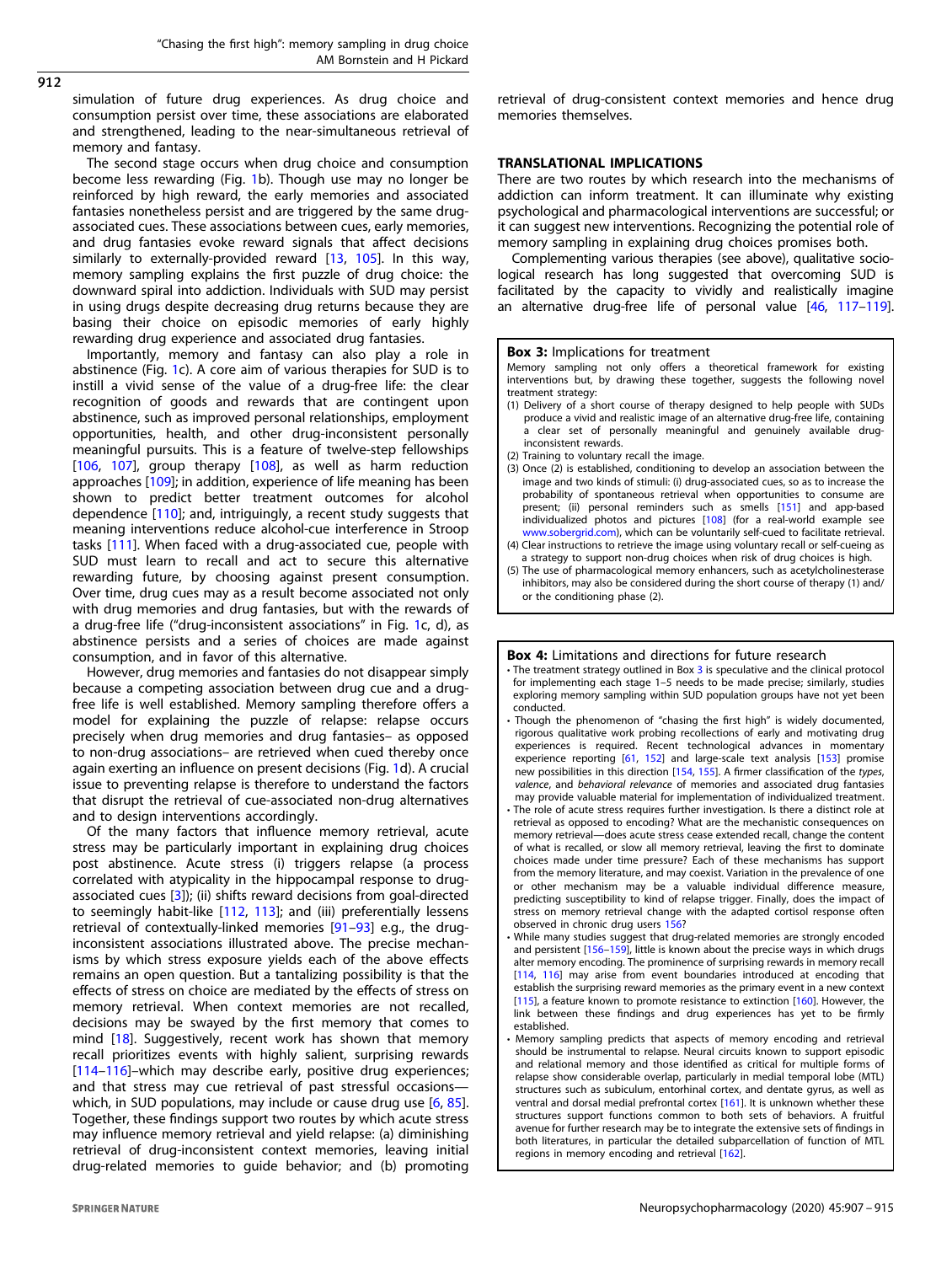simulation of future drug experiences. As drug choice and consumption persist over time, these associations are elaborated and strengthened, leading to the near-simultaneous retrieval of memory and fantasy.

The second stage occurs when drug choice and consumption become less rewarding (Fig. 1b). Though use may no longer be reinforced by high reward, the early memories and associated fantasies nonetheless persist and are triggered by the same drug-associated cues. These associations between cues, early memories, and drug fantasies evoke reward signals that affect decisions similarly to externally-provided reward [13, 105]. In this way, memory sampling explains the first puzzle of drug choice: the downward spiral into addiction. Individuals with SUD may persist in using drugs despite decreasing drug returns because they are basing their choice on episodic memories of early highly rewarding drug experience and associated drug fantasies.

Importantly, memory and fantasy can also play a role in abstinence (Fig. 1c). A core aim of various therapies for SUD is to instill a vivid sense of the value of a drug-free life: the clear recognition of goods and rewards that are contingent upon abstinence, such as improved personal relationships, employment opportunities, health, and other drug-inconsistent personally meaningful pursuits. This is a feature of twelve-step fellowships [106, 107], group therapy [108], as well as harm reduction approaches [109]; in addition, experience of life meaning has been shown to predict better treatment outcomes for alcohol dependence [110]; and, intriguingly, a recent study suggests that meaning interventions reduce alcohol-cue interference in Stroop tasks [111]. When faced with a drug-associated cue, people with SUD must learn to recall and act to secure this alternative rewarding future, by choosing against present consumption. Over time, drug cues may as a result become associated not only with drug memories and drug fantasies, but with the rewards of a drug-free life ("drug-inconsistent associations" in Fig. 1c, d), as abstinence persists and a series of choices are made against consumption, and in favor of this alternative.

However, drug memories and fantasies do not disappear simply because a competing association between drug cue and a drug-free life is well established. Memory sampling therefore offers a model for explaining the puzzle of relapse: relapse occurs precisely when drug memories and drug fantasies– as opposed to non-drug associations– are retrieved when cued thereby once again exerting an influence on present decisions (Fig. 1d). A crucial issue to preventing relapse is therefore to understand the factors that disrupt the retrieval of cue-associated non-drug alternatives and to design interventions accordingly.

Of the many factors that influence memory retrieval, acute stress may be particularly important in explaining drug choices post abstinence. Acute stress (i) triggers relapse (a process correlated with atypicality in the hippocampal response to drug-associated cues [3]); (ii) shifts reward decisions from goal-directed to seemingly habit-like [112, 113]; and (iii) preferentially lessens retrieval of contextually-linked memories [91–93] e.g., the drug-inconsistent associations illustrated above. The precise mechanisms by which stress exposure yields each of the above effects remains an open question. But a tantalizing possibility is that the effects of stress on choice are mediated by the effects of stress on memory retrieval. When context memories are not recalled, decisions may be swayed by the first memory that comes to mind [18]. Suggestively, recent work has shown that memory recall prioritizes events with highly salient, surprising rewards [114–116]–which may describe early, positive drug experiences; and that stress may cue retrieval of past stressful occasions—which, in SUD populations, may include or cause drug use [6, 85]. Together, these findings support two routes by which acute stress may influence memory retrieval and yield relapse: (a) diminishing retrieval of drug-inconsistent context memories, leaving initial drug-related memories to guide behavior; and (b) promoting retrieval of drug-consistent context memories and hence drug memories themselves.

## TRANSLATIONAL IMPLICATIONS

There are two routes by which research into the mechanisms of addiction can inform treatment. It can illuminate why existing psychological and pharmacological interventions are successful; or it can suggest new interventions. Recognizing the potential role of memory sampling in explaining drug choices promises both.

Complementing various therapies (see above), qualitative sociological research has long suggested that overcoming SUD is facilitated by the capacity to vividly and realistically imagine an alternative drug-free life of personal value [46, 117–119].

**Box 3:** Implications for treatment

Memory sampling not only offers a theoretical framework for existing interventions but, by drawing these together, suggests the following novel treatment strategy:

(1) Delivery of a short course of therapy designed to help people with SUDs produce a vivid and realistic image of an alternative drug-free life, containing a clear set of personally meaningful and genuinely available drug-inconsistent rewards.
(2) Training to voluntary recall the image.
(3) Once (2) is established, conditioning to develop an association between the image and two kinds of stimuli: (i) drug-associated cues, so as to increase the probability of spontaneous retrieval when opportunities to consume are present; (ii) personal reminders such as smells [151] and app-based individualized photos and pictures [108] (for a real-world example see www.sobergrid.com), which can be voluntarily self-cued to facilitate retrieval.
(4) Clear instructions to retrieve the image using voluntary recall or self-cueing as a strategy to support non-drug choices when risk of drug choices is high.
(5) The use of pharmacological memory enhancers, such as acetylcholinesterase inhibitors, may also be considered during the short course of therapy (1) and/or the conditioning phase (2).

**Box 4:** Limitations and directions for future research

- The treatment strategy outlined in Box 3 is speculative and the clinical protocol for implementing each stage 1–5 needs to be made precise; similarly, studies exploring memory sampling within SUD population groups have not yet been conducted.
- Though the phenomenon of "chasing the first high" is widely documented, rigorous qualitative work probing recollections of early and motivating drug experiences is required. Recent technological advances in momentary experience reporting [61, 152] and large-scale text analysis [153] promise new possibilities in this direction [154, 155]. A firmer classification of the *types*, *valence*, and *behavioral relevance* of memories and associated drug fantasies may provide valuable material for implementation of individualized treatment.
- The role of acute stress requires further investigation. Is there a distinct role at retrieval as opposed to encoding? What are the mechanistic consequences on memory retrieval—does acute stress cease extended recall, change the content of what is recalled, or slow all memory retrieval, leaving the first to dominate choices made under time pressure? Each of these mechanisms has support from the memory literature, and may coexist. Variation in the prevalence of one or other mechanism may be a valuable individual difference measure, predicting susceptibility to kind of relapse trigger. Finally, does the impact of stress on memory retrieval change with the adapted cortisol response often observed in chronic drug users 156?
- While many studies suggest that drug-related memories are strongly encoded and persistent [156–159], little is known about the precise ways in which drugs alter memory encoding. The prominence of surprising rewards in memory recall [114, 116] may arise from event boundaries introduced at encoding that establish the surprising reward memories as the primary event in a new context [115], a feature known to promote resistance to extinction [160]. However, the link between these findings and drug experiences has yet to be firmly established.
- Memory sampling predicts that aspects of memory encoding and retrieval should be instrumental to relapse. Neural circuits known to support episodic and relational memory and those identified as critical for multiple forms of relapse show considerable overlap, particularly in medial temporal lobe (MTL) structures such as subiculum, entorhinal cortex, and dentate gyrus, as well as ventral and dorsal medial prefrontal cortex [161]. It is unknown whether these structures support functions common to both sets of behaviors. A fruitful avenue for further research may be to integrate the extensive sets of findings in both literatures, in particular the detailed subparcellation of function of MTL regions in memory encoding and retrieval [162].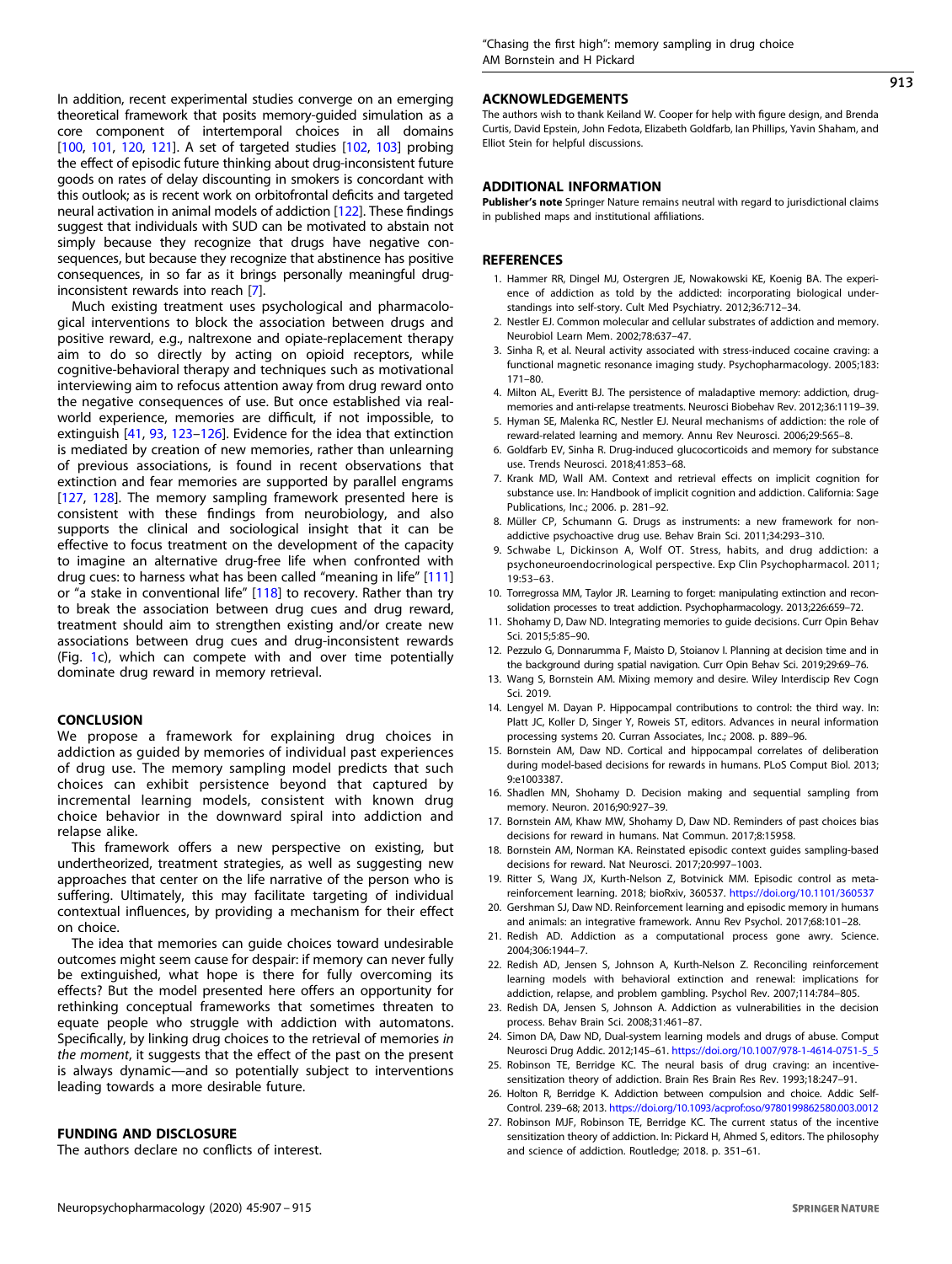In addition, recent experimental studies converge on an emerging theoretical framework that posits memory-guided simulation as a core component of intertemporal choices in all domains [100, 101, 120, 121]. A set of targeted studies [102, 103] probing the effect of episodic future thinking about drug-inconsistent future goods on rates of delay discounting in smokers is concordant with this outlook; as is recent work on orbitofrontal deficits and targeted neural activation in animal models of addiction [122]. These findings suggest that individuals with SUD can be motivated to abstain not simply because they recognize that drugs have negative consequences, but because they recognize that abstinence has positive consequences, in so far as it brings personally meaningful drug-inconsistent rewards into reach [7].

Much existing treatment uses psychological and pharmacological interventions to block the association between drugs and positive reward, e.g., naltrexone and opiate-replacement therapy aim to do so directly by acting on opioid receptors, while cognitive-behavioral therapy and techniques such as motivational interviewing aim to refocus attention away from drug reward onto the negative consequences of use. But once established via real-world experience, memories are difficult, if not impossible, to extinguish [41, 93, 123–126]. Evidence for the idea that extinction is mediated by creation of new memories, rather than unlearning of previous associations, is found in recent observations that extinction and fear memories are supported by parallel engrams [127, 128]. The memory sampling framework presented here is consistent with these findings from neurobiology, and also supports the clinical and sociological insight that it can be effective to focus treatment on the development of the capacity to imagine an alternative drug-free life when confronted with drug cues: to harness what has been called "meaning in life" [111] or "a stake in conventional life" [118] to recovery. Rather than try to break the association between drug cues and drug reward, treatment should aim to strengthen existing and/or create new associations between drug cues and drug-inconsistent rewards (Fig. 1c), which can compete with and over time potentially dominate drug reward in memory retrieval.

## CONCLUSION

We propose a framework for explaining drug choices in addiction as guided by memories of individual past experiences of drug use. The memory sampling model predicts that such choices can exhibit persistence beyond that captured by incremental learning models, consistent with known drug choice behavior in the downward spiral into addiction and relapse alike.

This framework offers a new perspective on existing, but undertheorized, treatment strategies, as well as suggesting new approaches that center on the life narrative of the person who is suffering. Ultimately, this may facilitate targeting of individual contextual influences, by providing a mechanism for their effect on choice.

The idea that memories can guide choices toward undesirable outcomes might seem cause for despair: if memory can never fully be extinguished, what hope is there for fully overcoming its effects? But the model presented here offers an opportunity for rethinking conceptual frameworks that sometimes threaten to equate people who struggle with addiction with automatons. Specifically, by linking drug choices to the retrieval of memories *in the moment*, it suggests that the effect of the past on the present is always dynamic—and so potentially subject to interventions leading towards a more desirable future.

## FUNDING AND DISCLOSURE

The authors declare no conflicts of interest.

## ACKNOWLEDGEMENTS

The authors wish to thank Keiland W. Cooper for help with figure design, and Brenda Curtis, David Epstein, John Fedota, Elizabeth Goldfarb, Ian Phillips, Yavin Shaham, and Elliot Stein for helpful discussions.

## ADDITIONAL INFORMATION

**Publisher's note** Springer Nature remains neutral with regard to jurisdictional claims in published maps and institutional affiliations.

## REFERENCES

1. Hammer RR, Dingel MJ, Ostergren JE, Nowakowski KE, Koenig BA. The experience of addiction as told by the addicted: incorporating biological understandings into self-story. Cult Med Psychiatry. 2012;36:712–34.
2. Nestler EJ. Common molecular and cellular substrates of addiction and memory. Neurobiol Learn Mem. 2002;78:637–47.
3. Sinha R, et al. Neural activity associated with stress-induced cocaine craving: a functional magnetic resonance imaging study. Psychopharmacology. 2005;183:171–80.
4. Milton AL, Everitt BJ. The persistence of maladaptive memory: addiction, drug-memories and anti-relapse treatments. Neurosci Biobehav Rev. 2012;36:1119–39.
5. Hyman SE, Malenka RC, Nestler EJ. Neural mechanisms of addiction: the role of reward-related learning and memory. Annu Rev Neurosci. 2006;29:565–8.
6. Goldfarb EV, Sinha R. Drug-induced glucocorticoids and memory for substance use. Trends Neurosci. 2018;41:853–68.
7. Krank MD, Wall AM. Context and retrieval effects on implicit cognition for substance use. In: Handbook of implicit cognition and addiction. California: Sage Publications, Inc.; 2006. p. 281–92.
8. Müller CP, Schumann G. Drugs as instruments: a new framework for non-addictive psychoactive drug use. Behav Brain Sci. 2011;34:293–310.
9. Schwabe L, Dickinson A, Wolf OT. Stress, habits, and drug addiction: a psychoneuroendocrinological perspective. Exp Clin Psychopharmacol. 2011;19:53–63.
10. Torregrossa MM, Taylor JR. Learning to forget: manipulating extinction and reconsolidation processes to treat addiction. Psychopharmacology. 2013;226:659–72.
11. Shohamy D, Daw ND. Integrating memories to guide decisions. Curr Opin Behav Sci. 2015;5:85–90.
12. Pezzulo G, Donnarumma F, Maisto D, Stoianov I. Planning at decision time and in the background during spatial navigation. Curr Opin Behav Sci. 2019;29:69–76.
13. Wang S, Bornstein AM. Mixing memory and desire. Wiley Interdiscip Rev Cogn Sci. 2019.
14. Lengyel M. Dayan P. Hippocampal contributions to control: the third way. In: Platt JC, Koller D, Singer Y, Roweis ST, editors. Advances in neural information processing systems 20. Curran Associates, Inc.; 2008. p. 889–96.
15. Bornstein AM, Daw ND. Cortical and hippocampal correlates of deliberation during model-based decisions for rewards in humans. PLoS Comput Biol. 2013;9:e1003387.
16. Shadlen MN, Shohamy D. Decision making and sequential sampling from memory. Neuron. 2016;90:927–39.
17. Bornstein AM, Khaw MW, Shohamy D, Daw ND. Reminders of past choices bias decisions for reward in humans. Nat Commun. 2017;8:15958.
18. Bornstein AM, Norman KA. Reinstated episodic context guides sampling-based decisions for reward. Nat Neurosci. 2017;20:997–1003.
19. Ritter S, Wang JX, Kurth-Nelson Z, Botvinick MM. Episodic control as meta-reinforcement learning. 2018; bioRxiv, 360537. https://doi.org/10.1101/360537
20. Gershman SJ, Daw ND. Reinforcement learning and episodic memory in humans and animals: an integrative framework. Annu Rev Psychol. 2017;68:101–28.
21. Redish AD. Addiction as a computational process gone awry. Science. 2004;306:1944–7.
22. Redish AD, Jensen S, Johnson A, Kurth-Nelson Z. Reconciling reinforcement learning models with behavioral extinction and renewal: implications for addiction, relapse, and problem gambling. Psychol Rev. 2007;114:784–805.
23. Redish DA, Jensen S, Johnson A. Addiction as vulnerabilities in the decision process. Behav Brain Sci. 2008;31:461–87.
24. Simon DA, Daw ND, Dual-system learning models and drugs of abuse. Comput Neurosci Drug Addic. 2012;145–61. https://doi.org/10.1007/978-1-4614-0751-5_5
25. Robinson TE, Berridge KC. The neural basis of drug craving: an incentive-sensitization theory of addiction. Brain Res Brain Res Rev. 1993;18:247–91.
26. Holton R, Berridge K. Addiction between compulsion and choice. Addic Self-Control. 239–68; 2013. https://doi.org/10.1093/acprof:oso/9780199862580.003.0012
27. Robinson MJF, Robinson TE, Berridge KC. The current status of the incentive sensitization theory of addiction. In: Pickard H, Ahmed S, editors. The philosophy and science of addiction. Routledge; 2018. p. 351–61.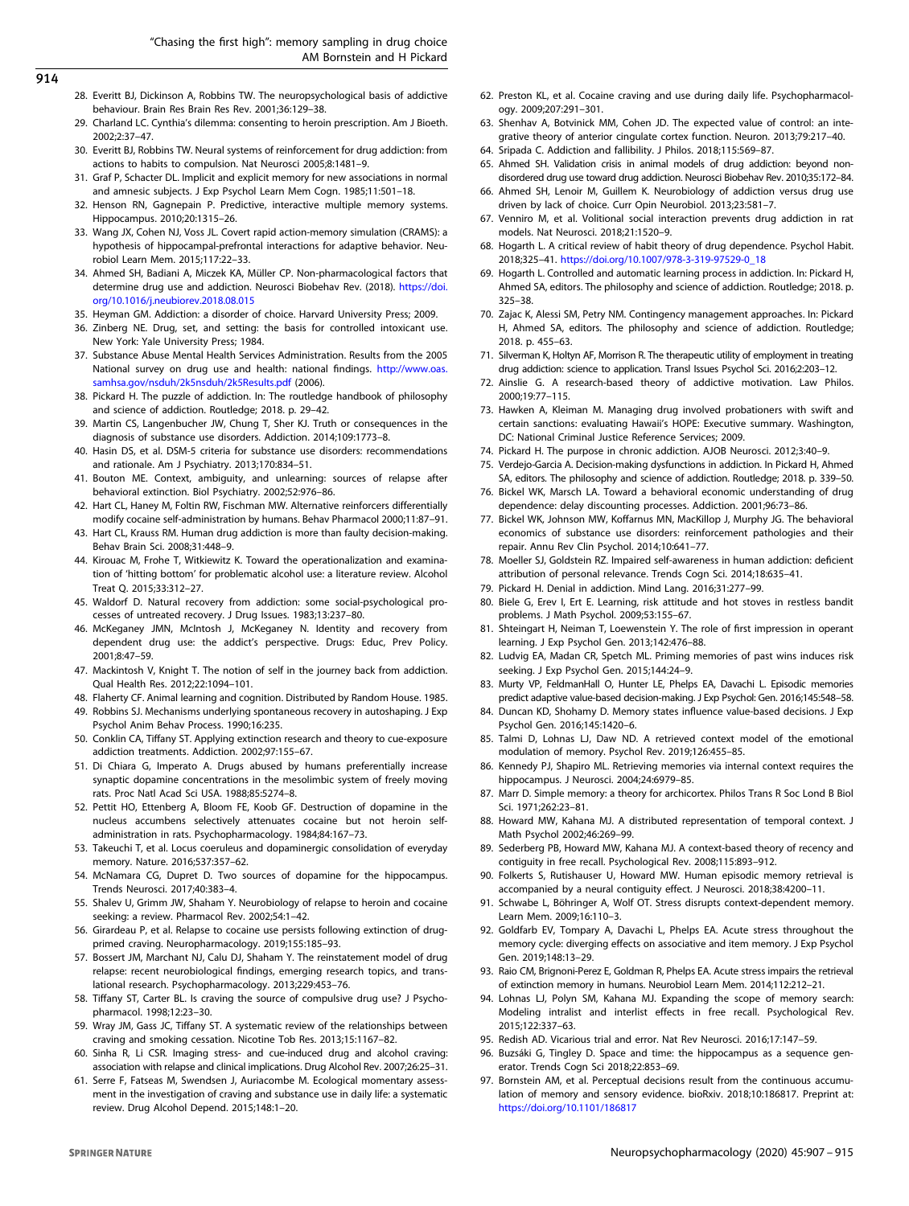28. Everitt BJ, Dickinson A, Robbins TW. The neuropsychological basis of addictive behaviour. Brain Res Brain Res Rev. 2001;36:129–38.
29. Charland LC. Cynthia's dilemma: consenting to heroin prescription. Am J Bioeth. 2002;2:37–47.
30. Everitt BJ, Robbins TW. Neural systems of reinforcement for drug addiction: from actions to habits to compulsion. Nat Neurosci 2005;8:1481–9.
31. Graf P, Schacter DL. Implicit and explicit memory for new associations in normal and amnesic subjects. J Exp Psychol Learn Mem Cogn. 1985;11:501–18.
32. Henson RN, Gagnepain P. Predictive, interactive multiple memory systems. Hippocampus. 2010;20:1315–26.
33. Wang JX, Cohen NJ, Voss JL. Covert rapid action-memory simulation (CRAMS): a hypothesis of hippocampal-prefrontal interactions for adaptive behavior. Neurobiol Learn Mem. 2015;117:22–33.
34. Ahmed SH, Badiani A, Miczek KA, Müller CP. Non-pharmacological factors that determine drug use and addiction. Neurosci Biobehav Rev. (2018). https://doi.org/10.1016/j.neubiorev.2018.08.015
35. Heyman GM. Addiction: a disorder of choice. Harvard University Press; 2009.
36. Zinberg NE. Drug, set, and setting: the basis for controlled intoxicant use. New York: Yale University Press; 1984.
37. Substance Abuse Mental Health Services Administration. Results from the 2005 National survey on drug use and health: national findings. http://www.oas.samhsa.gov/nsduh/2k5nsduh/2k5Results.pdf (2006).
38. Pickard H. The puzzle of addiction. In: The routledge handbook of philosophy and science of addiction. Routledge; 2018. p. 29–42.
39. Martin CS, Langenbucher JW, Chung T, Sher KJ. Truth or consequences in the diagnosis of substance use disorders. Addiction. 2014;109:1773–8.
40. Hasin DS, et al. DSM-5 criteria for substance use disorders: recommendations and rationale. Am J Psychiatry. 2013;170:834–51.
41. Bouton ME. Context, ambiguity, and unlearning: sources of relapse after behavioral extinction. Biol Psychiatry. 2002;52:976–86.
42. Hart CL, Haney M, Foltin RW, Fischman MW. Alternative reinforcers differentially modify cocaine self-administration by humans. Behav Pharmacol 2000;11:87–91.
43. Hart CL, Krauss RM. Human drug addiction is more than faulty decision-making. Behav Brain Sci. 2008;31:448–9.
44. Kirouac M, Frohe T, Witkiewitz K. Toward the operationalization and examination of 'hitting bottom' for problematic alcohol use: a literature review. Alcohol Treat Q. 2015;33:312–27.
45. Waldorf D. Natural recovery from addiction: some social-psychological processes of untreated recovery. J Drug Issues. 1983;13:237–80.
46. McKeganey JMN, McIntosh J, McKeganey N. Identity and recovery from dependent drug use: the addict's perspective. Drugs: Educ, Prev Policy. 2001;8:47–59.
47. Mackintosh V, Knight T. The notion of self in the journey back from addiction. Qual Health Res. 2012;22:1094–101.
48. Flaherty CF. Animal learning and cognition. Distributed by Random House. 1985.
49. Robbins SJ. Mechanisms underlying spontaneous recovery in autoshaping. J Exp Psychol Anim Behav Process. 1990;16:235.
50. Conklin CA, Tiffany ST. Applying extinction research and theory to cue-exposure addiction treatments. Addiction. 2002;97:155–67.
51. Di Chiara G, Imperato A. Drugs abused by humans preferentially increase synaptic dopamine concentrations in the mesolimbic system of freely moving rats. Proc Natl Acad Sci USA. 1988;85:5274–8.
52. Pettit HO, Ettenberg A, Bloom FE, Koob GF. Destruction of dopamine in the nucleus accumbens selectively attenuates cocaine but not heroin self-administration in rats. Psychopharmacology. 1984;84:167–73.
53. Takeuchi T, et al. Locus coeruleus and dopaminergic consolidation of everyday memory. Nature. 2016;537:357–62.
54. McNamara CG, Dupret D. Two sources of dopamine for the hippocampus. Trends Neurosci. 2017;40:383–4.
55. Shalev U, Grimm JW, Shaham Y. Neurobiology of relapse to heroin and cocaine seeking: a review. Pharmacol Rev. 2002;54:1–42.
56. Girardeau P, et al. Relapse to cocaine use persists following extinction of drug-primed craving. Neuropharmacology. 2019;155:185–93.
57. Bossert JM, Marchant NJ, Calu DJ, Shaham Y. The reinstatement model of drug relapse: recent neurobiological findings, emerging research topics, and translational research. Psychopharmacology. 2013;229:453–76.
58. Tiffany ST, Carter BL. Is craving the source of compulsive drug use? J Psychopharmacol. 1998;12:23–30.
59. Wray JM, Gass JC, Tiffany ST. A systematic review of the relationships between craving and smoking cessation. Nicotine Tob Res. 2013;15:1167–82.
60. Sinha R, Li CSR. Imaging stress- and cue-induced drug and alcohol craving: association with relapse and clinical implications. Drug Alcohol Rev. 2007;26:25–31.
61. Serre F, Fatseas M, Swendsen J, Auriacombe M. Ecological momentary assessment in the investigation of craving and substance use in daily life: a systematic review. Drug Alcohol Depend. 2015;148:1–20.
62. Preston KL, et al. Cocaine craving and use during daily life. Psychopharmacology. 2009;207:291–301.
63. Shenhav A, Botvinick MM, Cohen JD. The expected value of control: an integrative theory of anterior cingulate cortex function. Neuron. 2013;79:217–40.
64. Sripada C. Addiction and fallibility. J Philos. 2018;115:569–87.
65. Ahmed SH. Validation crisis in animal models of drug addiction: beyond non-disordered drug use toward drug addiction. Neurosci Biobehav Rev. 2010;35:172–84.
66. Ahmed SH, Lenoir M, Guillem K. Neurobiology of addiction versus drug use driven by lack of choice. Curr Opin Neurobiol. 2013;23:581–7.
67. Venniro M, et al. Volitional social interaction prevents drug addiction in rat models. Nat Neurosci. 2018;21:1520–9.
68. Hogarth L. A critical review of habit theory of drug dependence. Psychol Habit. 2018;325–41. https://doi.org/10.1007/978-3-319-97529-0_18
69. Hogarth L. Controlled and automatic learning process in addiction. In: Pickard H, Ahmed SA, editors. The philosophy and science of addiction. Routledge; 2018. p. 325–38.
70. Zajac K, Alessi SM, Petry NM. Contingency management approaches. In: Pickard H, Ahmed SA, editors. The philosophy and science of addiction. Routledge; 2018. p. 455–63.
71. Silverman K, Holtyn AF, Morrison R. The therapeutic utility of employment in treating drug addiction: science to application. Transl Issues Psychol Sci. 2016;2:203–12.
72. Ainslie G. A research-based theory of addictive motivation. Law Philos. 2000;19:77–115.
73. Hawken A, Kleiman M. Managing drug involved probationers with swift and certain sanctions: evaluating Hawaii's HOPE: Executive summary. Washington, DC: National Criminal Justice Reference Services; 2009.
74. Pickard H. The purpose in chronic addiction. AJOB Neurosci. 2012;3:40–9.
75. Verdejo-Garcia A. Decision-making dysfunctions in addiction. In Pickard H, Ahmed SA, editors. The philosophy and science of addiction. Routledge; 2018. p. 339–50.
76. Bickel WK, Marsch LA. Toward a behavioral economic understanding of drug dependence: delay discounting processes. Addiction. 2001;96:73–86.
77. Bickel WK, Johnson MW, Koffarnus MN, MacKillop J, Murphy JG. The behavioral economics of substance use disorders: reinforcement pathologies and their repair. Annu Rev Clin Psychol. 2014;10:641–77.
78. Moeller SJ, Goldstein RZ. Impaired self-awareness in human addiction: deficient attribution of personal relevance. Trends Cogn Sci. 2014;18:635–41.
79. Pickard H. Denial in addiction. Mind Lang. 2016;31:277–99.
80. Biele G, Erev I, Ert E. Learning, risk attitude and hot stoves in restless bandit problems. J Math Psychol. 2009;53:155–67.
81. Shteingart H, Neiman T, Loewenstein Y. The role of first impression in operant learning. J Exp Psychol Gen. 2013;142:476–88.
82. Ludvig EA, Madan CR, Spetch ML. Priming memories of past wins induces risk seeking. J Exp Psychol Gen. 2015;144:24–9.
83. Murty VP, FeldmanHall O, Hunter LE, Phelps EA, Davachi L. Episodic memories predict adaptive value-based decision-making. J Exp Psychol: Gen. 2016;145:548–58.
84. Duncan KD, Shohamy D. Memory states influence value-based decisions. J Exp Psychol Gen. 2016;145:1420–6.
85. Talmi D, Lohnas LJ, Daw ND. A retrieved context model of the emotional modulation of memory. Psychol Rev. 2019;126:455–85.
86. Kennedy PJ, Shapiro ML. Retrieving memories via internal context requires the hippocampus. J Neurosci. 2004;24:6979–85.
87. Marr D. Simple memory: a theory for archicortex. Philos Trans R Soc Lond B Biol Sci. 1971;262:23–81.
88. Howard MW, Kahana MJ. A distributed representation of temporal context. J Math Psychol 2002;46:269–99.
89. Sederberg PB, Howard MW, Kahana MJ. A context-based theory of recency and contiguity in free recall. Psychological Rev. 2008;115:893–912.
90. Folkerts S, Rutishauser U, Howard MW. Human episodic memory retrieval is accompanied by a neural contiguity effect. J Neurosci. 2018;38:4200–11.
91. Schwabe L, Böhringer A, Wolf OT. Stress disrupts context-dependent memory. Learn Mem. 2009;16:110–3.
92. Goldfarb EV, Tompary A, Davachi L, Phelps EA. Acute stress throughout the memory cycle: diverging effects on associative and item memory. J Exp Psychol Gen. 2019;148:13–29.
93. Raio CM, Brignoni-Perez E, Goldman R, Phelps EA. Acute stress impairs the retrieval of extinction memory in humans. Neurobiol Learn Mem. 2014;112:212–21.
94. Lohnas LJ, Polyn SM, Kahana MJ. Expanding the scope of memory search: Modeling intralist and interlist effects in free recall. Psychological Rev. 2015;122:337–63.
95. Redish AD. Vicarious trial and error. Nat Rev Neurosci. 2016;17:147–59.
96. Buzsáki G, Tingley D. Space and time: the hippocampus as a sequence generator. Trends Cogn Sci 2018;22:853–69.
97. Bornstein AM, et al. Perceptual decisions result from the continuous accumulation of memory and sensory evidence. bioRxiv. 2018;10:186817. Preprint at: https://doi.org/10.1101/186817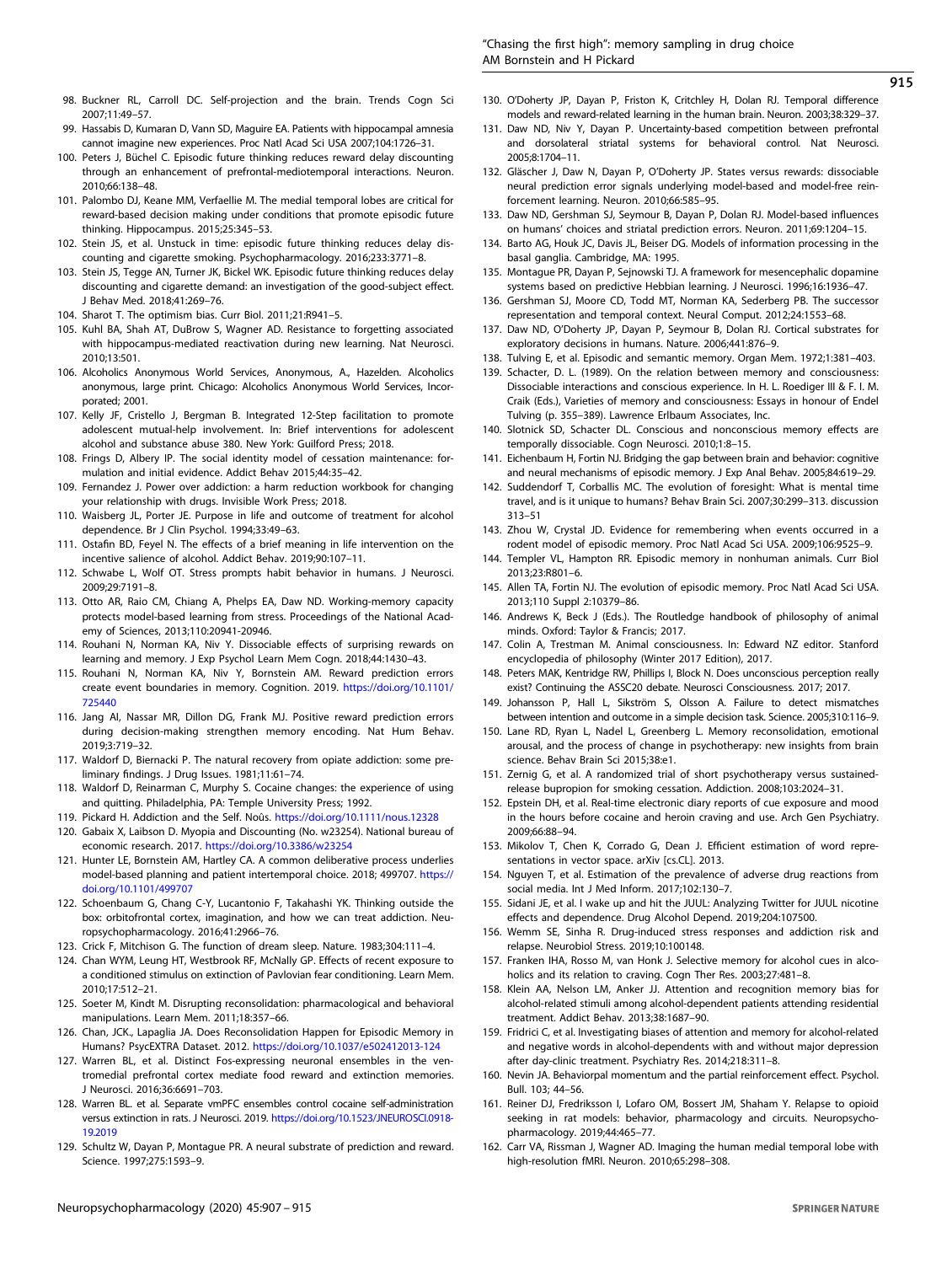98. Buckner RL, Carroll DC. Self-projection and the brain. Trends Cogn Sci 2007;11:49–57.
99. Hassabis D, Kumaran D, Vann SD, Maguire EA. Patients with hippocampal amnesia cannot imagine new experiences. Proc Natl Acad Sci USA 2007;104:1726–31.
100. Peters J, Büchel C. Episodic future thinking reduces reward delay discounting through an enhancement of prefrontal-mediotemporal interactions. Neuron. 2010;66:138–48.
101. Palombo DJ, Keane MM, Verfaellie M. The medial temporal lobes are critical for reward-based decision making under conditions that promote episodic future thinking. Hippocampus. 2015;25:345–53.
102. Stein JS, et al. Unstuck in time: episodic future thinking reduces delay discounting and cigarette smoking. Psychopharmacology. 2016;233:3771–8.
103. Stein JS, Tegge AN, Turner JK, Bickel WK. Episodic future thinking reduces delay discounting and cigarette demand: an investigation of the good-subject effect. J Behav Med. 2018;41:269–76.
104. Sharot T. The optimism bias. Curr Biol. 2011;21:R941–5.
105. Kuhl BA, Shah AT, DuBrow S, Wagner AD. Resistance to forgetting associated with hippocampus-mediated reactivation during new learning. Nat Neurosci. 2010;13:501.
106. Alcoholics Anonymous World Services, Anonymous, A., Hazelden. Alcoholics anonymous, large print. Chicago: Alcoholics Anonymous World Services, Incorporated; 2001.
107. Kelly JF, Cristello J, Bergman B. Integrated 12-Step facilitation to promote adolescent mutual-help involvement. In: Brief interventions for adolescent alcohol and substance abuse 380. New York: Guilford Press; 2018.
108. Frings D, Albery IP. The social identity model of cessation maintenance: formulation and initial evidence. Addict Behav 2015;44:35–42.
109. Fernandez J. Power over addiction: a harm reduction workbook for changing your relationship with drugs. Invisible Work Press; 2018.
110. Waisberg JL, Porter JE. Purpose in life and outcome of treatment for alcohol dependence. Br J Clin Psychol. 1994;33:49–63.
111. Ostafin BD, Feyel N. The effects of a brief meaning in life intervention on the incentive salience of alcohol. Addict Behav. 2019;90:107–11.
112. Schwabe L, Wolf OT. Stress prompts habit behavior in humans. J Neurosci. 2009;29:7191–8.
113. Otto AR, Raio CM, Chiang A, Phelps EA, Daw ND. Working-memory capacity protects model-based learning from stress. Proceedings of the National Academy of Sciences, 2013;110:20941-20946.
114. Rouhani N, Norman KA, Niv Y. Dissociable effects of surprising rewards on learning and memory. J Exp Psychol Learn Mem Cogn. 2018;44:1430–43.
115. Rouhani N, Norman KA, Niv Y, Bornstein AM. Reward prediction errors create event boundaries in memory. Cognition. 2019. https://doi.org/10.1101/725440
116. Jang AI, Nassar MR, Dillon DG, Frank MJ. Positive reward prediction errors during decision-making strengthen memory encoding. Nat Hum Behav. 2019;3:719–32.
117. Waldorf D, Biernacki P. The natural recovery from opiate addiction: some preliminary findings. J Drug Issues. 1981;11:61–74.
118. Waldorf D, Reinarman C, Murphy S. Cocaine changes: the experience of using and quitting. Philadelphia, PA: Temple University Press; 1992.
119. Pickard H. Addiction and the Self. Noûs. https://doi.org/10.1111/nous.12328
120. Gabaix X, Laibson D. Myopia and Discounting (No. w23254). National bureau of economic research. 2017. https://doi.org/10.3386/w23254
121. Hunter LE, Bornstein AM, Hartley CA. A common deliberative process underlies model-based planning and patient intertemporal choice. 2018; 499707. https://doi.org/10.1101/499707
122. Schoenbaum G, Chang C-Y, Lucantonio F, Takahashi YK. Thinking outside the box: orbitofrontal cortex, imagination, and how we can treat addiction. Neuropsychopharmacology. 2016;41:2966–76.
123. Crick F, Mitchison G. The function of dream sleep. Nature. 1983;304:111–4.
124. Chan WYM, Leung HT, Westbrook RF, McNally GP. Effects of recent exposure to a conditioned stimulus on extinction of Pavlovian fear conditioning. Learn Mem. 2010;17:512–21.
125. Soeter M, Kindt M. Disrupting reconsolidation: pharmacological and behavioral manipulations. Learn Mem. 2011;18:357–66.
126. Chan, JCK., Lapaglia JA. Does Reconsolidation Happen for Episodic Memory in Humans? PsycEXTRA Dataset. 2012. https://doi.org/10.1037/e502412013-124
127. Warren BL, et al. Distinct Fos-expressing neuronal ensembles in the ventromedial prefrontal cortex mediate food reward and extinction memories. J Neurosci. 2016;36:6691–703.
128. Warren BL. et al. Separate vmPFC ensembles control cocaine self-administration versus extinction in rats. J Neurosci. 2019. https://doi.org/10.1523/JNEUROSCI.0918-19.2019
129. Schultz W, Dayan P, Montague PR. A neural substrate of prediction and reward. Science. 1997;275:1593–9.
130. O'Doherty JP, Dayan P, Friston K, Critchley H, Dolan RJ. Temporal difference models and reward-related learning in the human brain. Neuron. 2003;38:329–37.
131. Daw ND, Niv Y, Dayan P. Uncertainty-based competition between prefrontal and dorsolateral striatal systems for behavioral control. Nat Neurosci. 2005;8:1704–11.
132. Gläscher J, Daw N, Dayan P, O'Doherty JP. States versus rewards: dissociable neural prediction error signals underlying model-based and model-free reinforcement learning. Neuron. 2010;66:585–95.
133. Daw ND, Gershman SJ, Seymour B, Dayan P, Dolan RJ. Model-based influences on humans' choices and striatal prediction errors. Neuron. 2011;69:1204–15.
134. Barto AG, Houk JC, Davis JL, Beiser DG. Models of information processing in the basal ganglia. Cambridge, MA: 1995.
135. Montague PR, Dayan P, Sejnowski TJ. A framework for mesencephalic dopamine systems based on predictive Hebbian learning. J Neurosci. 1996;16:1936–47.
136. Gershman SJ, Moore CD, Todd MT, Norman KA, Sederberg PB. The successor representation and temporal context. Neural Comput. 2012;24:1553–68.
137. Daw ND, O'Doherty JP, Dayan P, Seymour B, Dolan RJ. Cortical substrates for exploratory decisions in humans. Nature. 2006;441:876–9.
138. Tulving E, et al. Episodic and semantic memory. Organ Mem. 1972;1:381–403.
139. Schacter, D. L. (1989). On the relation between memory and consciousness: Dissociable interactions and conscious experience. In H. L. Roediger III & F. I. M. Craik (Eds.), Varieties of memory and consciousness: Essays in honour of Endel Tulving (p. 355–389). Lawrence Erlbaum Associates, Inc.
140. Slotnick SD, Schacter DL. Conscious and nonconscious memory effects are temporally dissociable. Cogn Neurosci. 2010;1:8–15.
141. Eichenbaum H, Fortin NJ. Bridging the gap between brain and behavior: cognitive and neural mechanisms of episodic memory. J Exp Anal Behav. 2005;84:619–29.
142. Suddendorf T, Corballis MC. The evolution of foresight: What is mental time travel, and is it unique to humans? Behav Brain Sci. 2007;30:299–313. discussion 313–51
143. Zhou W, Crystal JD. Evidence for remembering when events occurred in a rodent model of episodic memory. Proc Natl Acad Sci USA. 2009;106:9525–9.
144. Templer VL, Hampton RR. Episodic memory in nonhuman animals. Curr Biol 2013;23:R801–6.
145. Allen TA, Fortin NJ. The evolution of episodic memory. Proc Natl Acad Sci USA. 2013;110 Suppl 2:10379–86.
146. Andrews K, Beck J (Eds.). The Routledge handbook of philosophy of animal minds. Oxford: Taylor & Francis; 2017.
147. Colin A, Trestman M. Animal consciousness. In: Edward NZ editor. Stanford encyclopedia of philosophy (Winter 2017 Edition), 2017.
148. Peters MAK, Kentridge RW, Phillips I, Block N. Does unconscious perception really exist? Continuing the ASSC20 debate. Neurosci Consciousness. 2017; 2017.
149. Johansson P, Hall L, Sikström S, Olsson A. Failure to detect mismatches between intention and outcome in a simple decision task. Science. 2005;310:116–9.
150. Lane RD, Ryan L, Nadel L, Greenberg L. Memory reconsolidation, emotional arousal, and the process of change in psychotherapy: new insights from brain science. Behav Brain Sci 2015;38:e1.
151. Zernig G, et al. A randomized trial of short psychotherapy versus sustained-release bupropion for smoking cessation. Addiction. 2008;103:2024–31.
152. Epstein DH, et al. Real-time electronic diary reports of cue exposure and mood in the hours before cocaine and heroin craving and use. Arch Gen Psychiatry. 2009;66:88–94.
153. Mikolov T, Chen K, Corrado G, Dean J. Efficient estimation of word representations in vector space. arXiv [cs.CL]. 2013.
154. Nguyen T, et al. Estimation of the prevalence of adverse drug reactions from social media. Int J Med Inform. 2017;102:130–7.
155. Sidani JE, et al. I wake up and hit the JUUL: Analyzing Twitter for JUUL nicotine effects and dependence. Drug Alcohol Depend. 2019;204:107500.
156. Wemm SE, Sinha R. Drug-induced stress responses and addiction risk and relapse. Neurobiol Stress. 2019;10:100148.
157. Franken IHA, Rosso M, van Honk J. Selective memory for alcohol cues in alcoholics and its relation to craving. Cogn Ther Res. 2003;27:481–8.
158. Klein AA, Nelson LM, Anker JJ. Attention and recognition memory bias for alcohol-related stimuli among alcohol-dependent patients attending residential treatment. Addict Behav. 2013;38:1687–90.
159. Fridrici C, et al. Investigating biases of attention and memory for alcohol-related and negative words in alcohol-dependents with and without major depression after day-clinic treatment. Psychiatry Res. 2014;218:311–8.
160. Nevin JA. Behaviorpal momentum and the partial reinforcement effect. Psychol. Bull. 103; 44–56.
161. Reiner DJ, Fredriksson I, Lofaro OM, Bossert JM, Shaham Y. Relapse to opioid seeking in rat models: behavior, pharmacology and circuits. Neuropsychopharmacology. 2019;44:465–77.
162. Carr VA, Rissman J, Wagner AD. Imaging the human medial temporal lobe with high-resolution fMRI. Neuron. 2010;65:298–308.